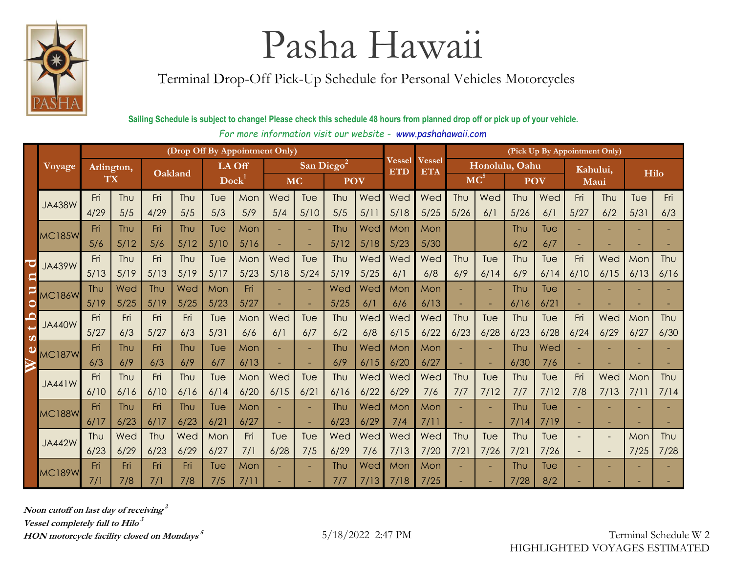# Pasha Hawaii

Terminal Drop-Off Pick-Up Schedule for Personal Vehicles Motorcycles

**Sailing Schedule is subject to change! Please check this schedule 48 hours from planned drop off or pick up of your vehicle.**

*For more information visit our website - www.pashahawaii.com*

| | Voyage | (Drop Off By Appointment Only) | | | | | | | | | | Vessel ETD | Vessel ETA | (Pick Up By Appointment Only) | | | | | | | |
|---|---|---|---|---|---|---|---|---|---|---|---|---|---|---|---|---|---|---|---|---|---|
| | | Arlington, TX | | Oakland | | LA Off Dock[1] | | San Diego[2] | | | | | | Honolulu, Oahu | | | | Kahului, Maui | | Hilo | |
| | | | | | | | | MC | | POV | | | | MC[5] | | POV | | | | | |
| Westbound | JA438W | Fri 4/29 | Thu 5/5 | Fri 4/29 | Thu 5/5 | Tue 5/3 | Mon 5/9 | Wed 5/4 | Tue 5/10 | Thu 5/5 | Wed 5/11 | Wed 5/18 | Wed 5/25 | Thu 5/26 | Wed 6/1 | Thu 5/26 | Wed 6/1 | Fri 5/27 | Thu 6/2 | Tue 5/31 | Fri 6/3 |
| | MC185W | Fri 5/6 | Thu 5/12 | Fri 5/6 | Thu 5/12 | Tue 5/10 | Mon 5/16 | - | - | Thu 5/12 | Wed 5/18 | Mon 5/23 | Mon 5/30 | | | Thu 6/2 | Tue 6/7 | - | - | - | - |
| | JA439W | Fri 5/13 | Thu 5/19 | Fri 5/13 | Thu 5/19 | Tue 5/17 | Mon 5/23 | Wed 5/18 | Tue 5/24 | Thu 5/19 | Wed 5/25 | Wed 6/1 | Wed 6/8 | Thu 6/9 | Tue 6/14 | Thu 6/9 | Tue 6/14 | Fri 6/10 | Wed 6/15 | Mon 6/13 | Thu 6/16 |
| | MC186W | Thu 5/19 | Wed 5/25 | Thu 5/19 | Wed 5/25 | Mon 5/23 | Fri 5/27 | - | - | Wed 5/25 | Wed 6/1 | Mon 6/6 | Mon 6/13 | - | - | Thu 6/16 | Tue 6/21 | - | - | - | - |
| | JA440W | Fri 5/27 | Fri 6/3 | Fri 5/27 | Fri 6/3 | Tue 5/31 | Mon 6/6 | Wed 6/1 | Tue 6/7 | Thu 6/2 | Wed 6/8 | Wed 6/15 | Wed 6/22 | Thu 6/23 | Tue 6/28 | Thu 6/23 | Tue 6/28 | Fri 6/24 | Wed 6/29 | Mon 6/27 | Thu 6/30 |
| | MC187W | Fri 6/3 | Thu 6/9 | Fri 6/3 | Thu 6/9 | Tue 6/7 | Mon 6/13 | - | - | Thu 6/9 | Wed 6/15 | Mon 6/20 | Mon 6/27 | - | - | Thu 6/30 | Wed 7/6 | - | - | - | - |
| | JA441W | Fri 6/10 | Thu 6/16 | Fri 6/10 | Thu 6/16 | Tue 6/14 | Mon 6/20 | Wed 6/15 | Tue 6/21 | Thu 6/16 | Wed 6/22 | Wed 6/29 | Wed 7/6 | Thu 7/7 | Tue 7/12 | Thu 7/7 | Tue 7/12 | Fri 7/8 | Wed 7/13 | Mon 7/11 | Thu 7/14 |
| | MC188W | Fri 6/17 | Thu 6/23 | Fri 6/17 | Thu 6/23 | Tue 6/21 | Mon 6/27 | - | - | Thu 6/23 | Wed 6/29 | Mon 7/4 | Mon 7/11 | - | - | Thu 7/14 | Tue 7/19 | - | - | - | - |
| | JA442W | Thu 6/23 | Wed 6/29 | Thu 6/23 | Wed 6/29 | Mon 6/27 | Fri 7/1 | Tue 6/28 | Tue 7/5 | Wed 6/29 | Wed 7/6 | Wed 7/13 | Wed 7/20 | Thu 7/21 | Tue 7/26 | Thu 7/21 | Tue 7/26 | - | - | Mon 7/25 | Thu 7/28 |
| | MC189W | Fri 7/1 | Fri 7/8 | Fri 7/1 | Fri 7/8 | Tue 7/5 | Mon 7/11 | - | - | Thu 7/7 | Wed 7/13 | Mon 7/18 | Mon 7/25 | - | - | Thu 7/28 | Tue 8/2 | - | - | - | - |

***Noon cutoff on last day of receiving[2]***

***Vessel completely full to Hilo[3]***

***HON motorcycle facility closed on Mondays[5]***

5/18/2022 2:47 PM

Terminal Schedule W 2

HIGHLIGHTED VOYAGES ESTIMATED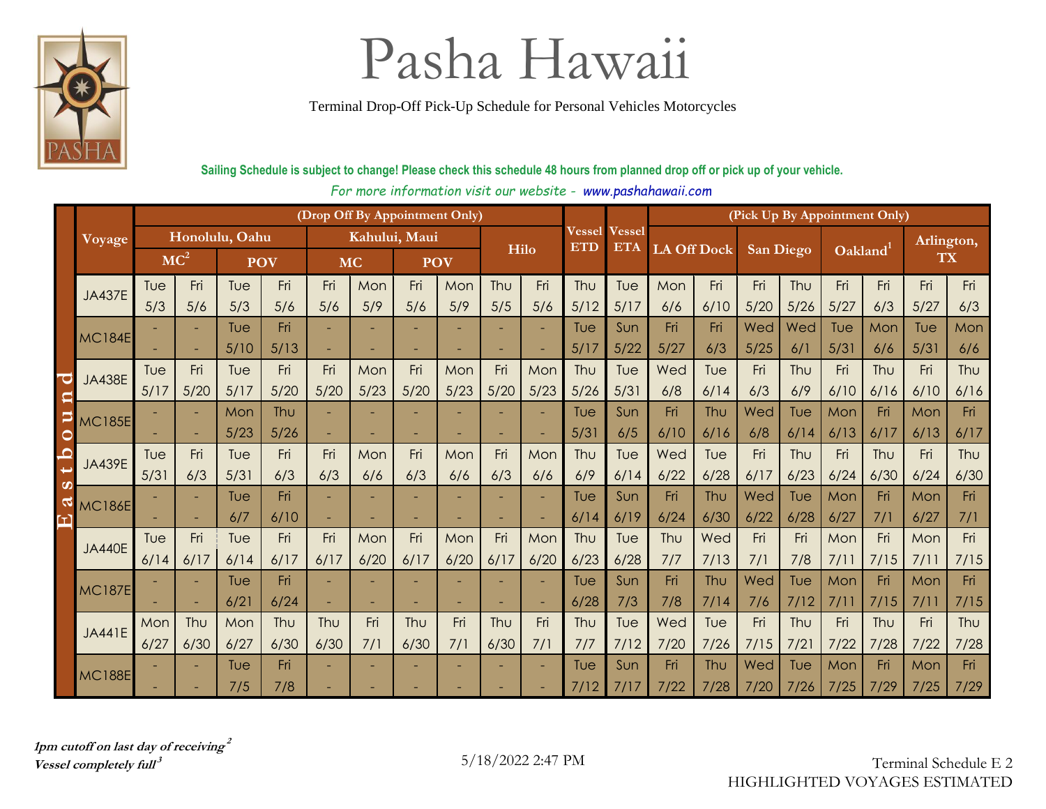# Pasha Hawaii

Terminal Drop-Off Pick-Up Schedule for Personal Vehicles Motorcycles

**Sailing Schedule is subject to change! Please check this schedule 48 hours from planned drop off or pick up of your vehicle.**

*For more information visit our website - www.pashahawaii.com*

| | Voyage | (Drop Off By Appointment Only) | | | | | | | | | | Vessel ETD | Vessel ETA | (Pick Up By Appointment Only) | | | | | | | |
|---|---|---|---|---|---|---|---|---|---|---|---|---|---|---|---|---|---|---|---|---|---|
| | | Honolulu, Oahu | | | | Kahului, Maui | | | | Hilo | | | | LA Off Dock | | San Diego | | Oakland[1] | | Arlington, TX | |
| | | MC[2] | | POV | | MC | | POV | | | | | | | | | | | | | |
| Eastbound | JA437E | Tue 5/3 | Fri 5/6 | Tue 5/3 | Fri 5/6 | Fri 5/6 | Mon 5/9 | Fri 5/6 | Mon 5/9 | Thu 5/5 | Fri 5/6 | Thu 5/12 | Tue 5/17 | Mon 6/6 | Fri 6/10 | Fri 5/20 | Thu 5/26 | Fri 5/27 | Fri 6/3 | Fri 5/27 | Fri 6/3 |
| Eastbound | MC184E | - | - | Tue 5/10 | Fri 5/13 | - | - | - | - | - | - | Tue 5/17 | Sun 5/22 | Fri 5/27 | Fri 6/3 | Wed 5/25 | Wed 6/1 | Tue 5/31 | Mon 6/6 | Tue 5/31 | Mon 6/6 |
| Eastbound | JA438E | Tue 5/17 | Fri 5/20 | Tue 5/17 | Fri 5/20 | Fri 5/20 | Mon 5/23 | Fri 5/20 | Mon 5/23 | Fri 5/20 | Mon 5/23 | Thu 5/26 | Tue 5/31 | Wed 6/8 | Tue 6/14 | Fri 6/3 | Thu 6/9 | Fri 6/10 | Thu 6/16 | Fri 6/10 | Thu 6/16 |
| Eastbound | MC185E | - | - | Mon 5/23 | Thu 5/26 | - | - | - | - | - | - | Tue 5/31 | Sun 6/5 | Fri 6/10 | Thu 6/16 | Wed 6/8 | Tue 6/14 | Mon 6/13 | Fri 6/17 | Mon 6/13 | Fri 6/17 |
| Eastbound | JA439E | Tue 5/31 | Fri 6/3 | Tue 5/31 | Fri 6/3 | Fri 6/3 | Mon 6/6 | Fri 6/3 | Mon 6/6 | Fri 6/3 | Mon 6/6 | Thu 6/9 | Tue 6/14 | Wed 6/22 | Tue 6/28 | Fri 6/17 | Thu 6/23 | Fri 6/24 | Thu 6/30 | Fri 6/24 | Thu 6/30 |
| Eastbound | MC186E | - | - | Tue 6/7 | Fri 6/10 | - | - | - | - | - | - | Tue 6/14 | Sun 6/19 | Fri 6/24 | Thu 6/30 | Wed 6/22 | Tue 6/28 | Mon 6/27 | Fri 7/1 | Mon 6/27 | Fri 7/1 |
| Eastbound | JA440E | Tue 6/14 | Fri 6/17 | Tue 6/14 | Fri 6/17 | Fri 6/17 | Mon 6/20 | Fri 6/17 | Mon 6/20 | Fri 6/17 | Mon 6/20 | Thu 6/23 | Tue 6/28 | Thu 7/7 | Wed 7/13 | Fri 7/1 | Fri 7/8 | Mon 7/11 | Fri 7/15 | Mon 7/11 | Fri 7/15 |
| Eastbound | MC187E | - | - | Tue 6/21 | Fri 6/24 | - | - | - | - | - | - | Tue 6/28 | Sun 7/3 | Fri 7/8 | Thu 7/14 | Wed 7/6 | Tue 7/12 | Mon 7/11 | Fri 7/15 | Mon 7/11 | Fri 7/15 |
| Eastbound | JA441E | Mon 6/27 | Thu 6/30 | Mon 6/27 | Thu 6/30 | Thu 6/30 | Fri 7/1 | Thu 6/30 | Fri 7/1 | Thu 6/30 | Fri 7/1 | Thu 7/7 | Tue 7/12 | Wed 7/20 | Tue 7/26 | Fri 7/15 | Thu 7/21 | Fri 7/22 | Thu 7/28 | Fri 7/22 | Thu 7/28 |
| Eastbound | MC188E | - | - | Tue 7/5 | Fri 7/8 | - | - | - | - | - | - | Tue 7/12 | Sun 7/17 | Fri 7/22 | Thu 7/28 | Wed 7/20 | Tue 7/26 | Mon 7/25 | Fri 7/29 | Mon 7/25 | Fri 7/29 |

***1pm cutoff on last day of receiving[2]***
***Vessel completely full[3]***

5/18/2022 2:47 PM

Terminal Schedule E 2
HIGHLIGHTED VOYAGES ESTIMATED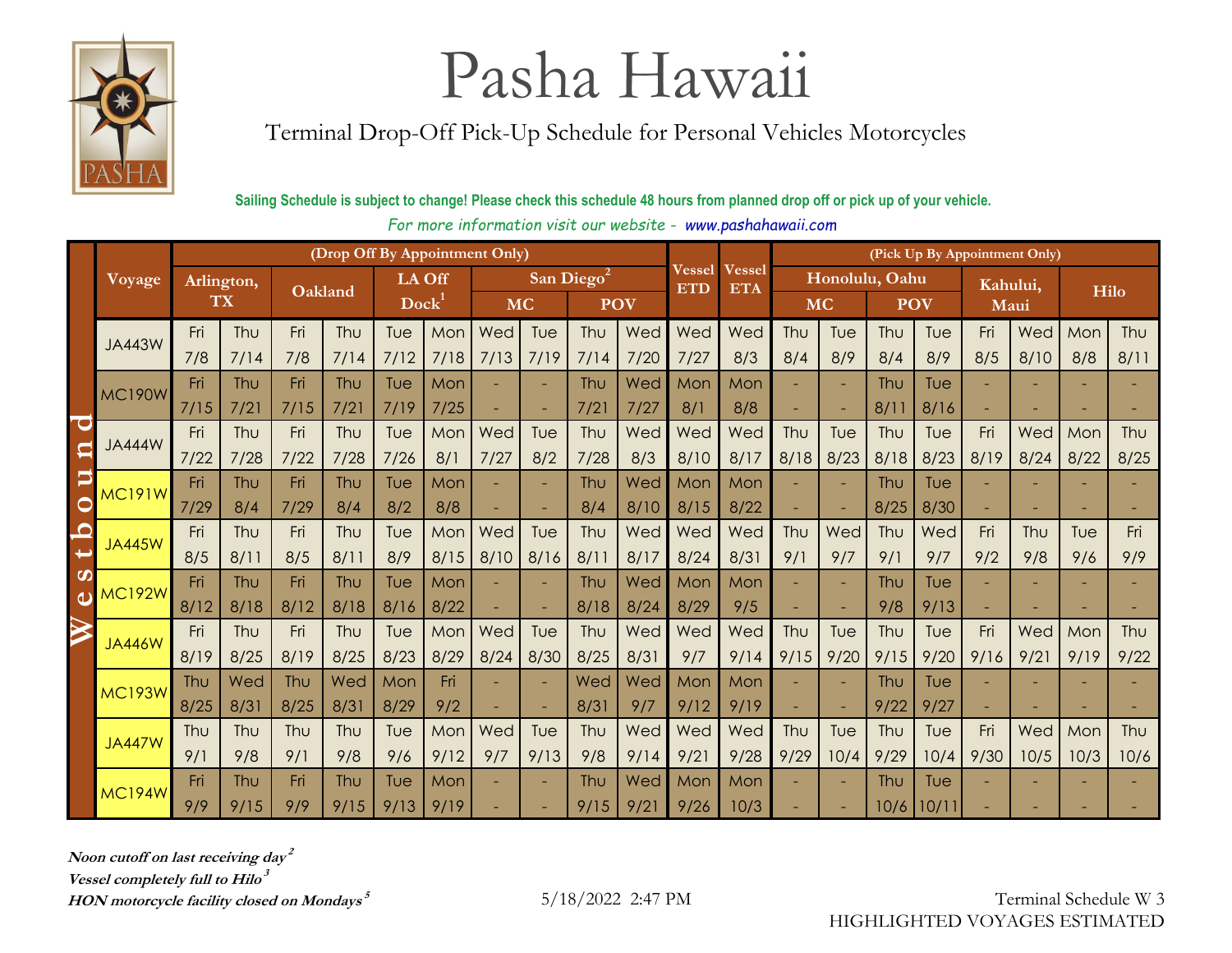# Pasha Hawaii

Terminal Drop-Off Pick-Up Schedule for Personal Vehicles Motorcycles

**Sailing Schedule is subject to change! Please check this schedule 48 hours from planned drop off or pick up of your vehicle.**

*For more information visit our website - www.pashahawaii.com*

| | Voyage | (Drop Off By Appointment Only) | | | | | | | | | | Vessel ETD | Vessel ETA | (Pick Up By Appointment Only) | | | | | | | |
|---|---|---|---|---|---|---|---|---|---|---|---|---|---|---|---|---|---|---|---|---|---|
| | | Arlington, TX | | Oakland | | LA Off Dock[1] | | San Diego[2] | | | | | | Honolulu, Oahu | | | | Kahului, Maui | | Hilo | |
| | | | | | | | | MC | | POV | | | | MC | | POV | | | | | |
| Westbound | JA443W | Fri 7/8 | Thu 7/14 | Fri 7/8 | Thu 7/14 | Tue 7/12 | Mon 7/18 | Wed 7/13 | Tue 7/19 | Thu 7/14 | Wed 7/20 | Wed 7/27 | Wed 8/3 | Thu 8/4 | Tue 8/9 | Thu 8/4 | Tue 8/9 | Fri 8/5 | Wed 8/10 | Mon 8/8 | Thu 8/11 |
| | MC190W | Fri 7/15 | Thu 7/21 | Fri 7/15 | Thu 7/21 | Tue 7/19 | Mon 7/25 | - | - | Thu 7/21 | Wed 7/27 | Mon 8/1 | Mon 8/8 | - | - | Thu 8/11 | Tue 8/16 | - | - | - | - |
| | JA444W | Fri 7/22 | Thu 7/28 | Fri 7/22 | Thu 7/28 | Tue 7/26 | Mon 8/1 | Wed 7/27 | Tue 8/2 | Thu 7/28 | Wed 8/3 | Wed 8/10 | Wed 8/17 | Thu 8/18 | Tue 8/23 | Thu 8/18 | Tue 8/23 | Fri 8/19 | Wed 8/24 | Mon 8/22 | Thu 8/25 |
| | MC191W | Fri 7/29 | Thu 8/4 | Fri 7/29 | Thu 8/4 | Tue 8/2 | Mon 8/8 | - | - | Thu 8/4 | Wed 8/10 | Mon 8/15 | Mon 8/22 | - | - | Thu 8/25 | Tue 8/30 | - | - | - | - |
| | JA445W | Fri 8/5 | Thu 8/11 | Fri 8/5 | Thu 8/11 | Tue 8/9 | Mon 8/15 | Wed 8/10 | Tue 8/16 | Thu 8/11 | Wed 8/17 | Wed 8/24 | Wed 8/31 | Thu 9/1 | Wed 9/7 | Thu 9/1 | Wed 9/7 | Fri 9/2 | Thu 9/8 | Tue 9/6 | Fri 9/9 |
| | MC192W | Fri 8/12 | Thu 8/18 | Fri 8/12 | Thu 8/18 | Tue 8/16 | Mon 8/22 | - | - | Thu 8/18 | Wed 8/24 | Mon 8/29 | Mon 9/5 | - | - | Thu 9/8 | Tue 9/13 | - | - | - | - |
| | JA446W | Fri 8/19 | Thu 8/25 | Fri 8/19 | Thu 8/25 | Tue 8/23 | Mon 8/29 | Wed 8/24 | Tue 8/30 | Thu 8/25 | Wed 8/31 | Wed 9/7 | Wed 9/14 | Thu 9/15 | Tue 9/20 | Thu 9/15 | Tue 9/20 | Fri 9/16 | Wed 9/21 | Mon 9/19 | Thu 9/22 |
| | MC193W | Thu 8/25 | Wed 8/31 | Thu 8/25 | Wed 8/31 | Mon 8/29 | Fri 9/2 | - | - | Wed 8/31 | Wed 9/7 | Mon 9/12 | Mon 9/19 | - | - | Thu 9/22 | Tue 9/27 | - | - | - | - |
| | JA447W | Thu 9/1 | Thu 9/8 | Thu 9/1 | Thu 9/8 | Tue 9/6 | Mon 9/12 | Wed 9/7 | Tue 9/13 | Thu 9/8 | Wed 9/14 | Wed 9/21 | Wed 9/28 | Thu 9/29 | Tue 10/4 | Thu 9/29 | Tue 10/4 | Fri 9/30 | Wed 10/5 | Mon 10/3 | Thu 10/6 |
| | MC194W | Fri 9/9 | Thu 9/15 | Fri 9/9 | Thu 9/15 | Tue 9/13 | Mon 9/19 | - | - | Thu 9/15 | Wed 9/21 | Mon 9/26 | Mon 10/3 | - | - | Thu 10/6 | Tue 10/11 | - | - | - | - |

***Noon cutoff on last receiving day*** [2]
***Vessel completely full to Hilo*** [3]
***HON motorcycle facility closed on Mondays*** [5]

5/18/2022 2:47 PM

Terminal Schedule W 3
HIGHLIGHTED VOYAGES ESTIMATED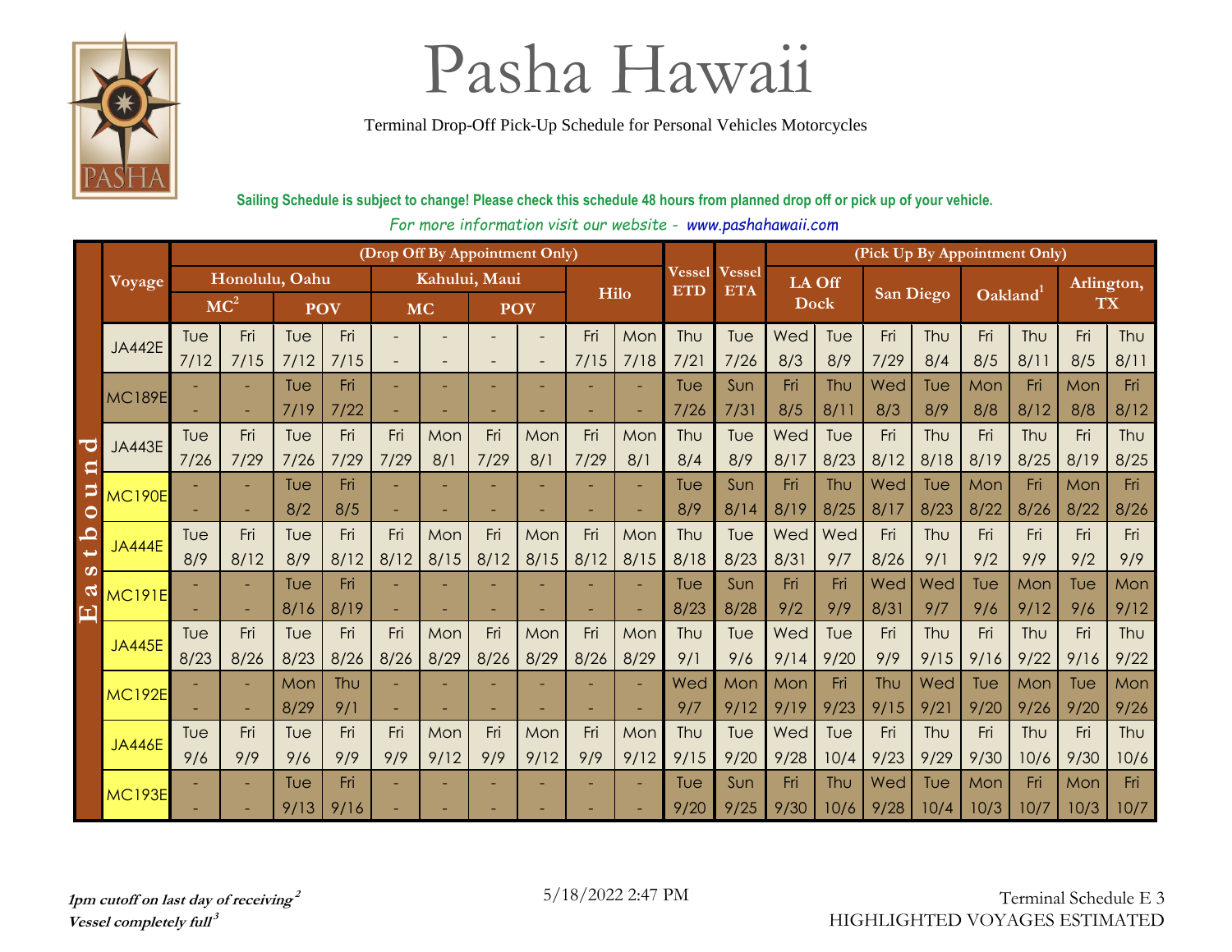# Pasha Hawaii

Terminal Drop-Off Pick-Up Schedule for Personal Vehicles Motorcycles

**Sailing Schedule is subject to change! Please check this schedule 48 hours from planned drop off or pick up of your vehicle.**

*For more information visit our website - www.pashahawaii.com*

| | Voyage | (Drop Off By Appointment Only) | | | | | | | | | | Vessel ETD | Vessel ETA | (Pick Up By Appointment Only) | | | | | | | |
|---|---|---|---|---|---|---|---|---|---|---|---|---|---|---|---|---|---|---|---|---|---|
| | | Honolulu, Oahu | | | | Kahului, Maui | | | | Hilo | | | | LA Off Dock | | San Diego | | Oakland[1] | | Arlington, TX | |
| | | MC[2] | | POV | | MC | | POV | | | | | | | | | | | | | |
| Eastbound | JA442E | Tue 7/12 | Fri 7/15 | Tue 7/12 | Fri 7/15 | - | - | - | - | Fri 7/15 | Mon 7/18 | Thu 7/21 | Tue 7/26 | Wed 8/3 | Tue 8/9 | Fri 7/29 | Thu 8/4 | Fri 8/5 | Thu 8/11 | Fri 8/5 | Thu 8/11 |
| | MC189E | - | - | Tue 7/19 | Fri 7/22 | - | - | - | - | - | - | Tue 7/26 | Sun 7/31 | Fri 8/5 | Thu 8/11 | Wed 8/3 | Tue 8/9 | Mon 8/8 | Fri 8/12 | Mon 8/8 | Fri 8/12 |
| | JA443E | Tue 7/26 | Fri 7/29 | Tue 7/26 | Fri 7/29 | Fri 7/29 | Mon 8/1 | Fri 7/29 | Mon 8/1 | Fri 7/29 | Mon 8/1 | Thu 8/4 | Tue 8/9 | Wed 8/17 | Tue 8/23 | Fri 8/12 | Thu 8/18 | Fri 8/19 | Thu 8/25 | Fri 8/19 | Thu 8/25 |
| | MC190E | - | - | Tue 8/2 | Fri 8/5 | - | - | - | - | - | - | Tue 8/9 | Sun 8/14 | Fri 8/19 | Thu 8/25 | Wed 8/17 | Tue 8/23 | Mon 8/22 | Fri 8/26 | Mon 8/22 | Fri 8/26 |
| | JA444E | Tue 8/9 | Fri 8/12 | Tue 8/9 | Fri 8/12 | Fri 8/12 | Mon 8/15 | Fri 8/12 | Mon 8/15 | Fri 8/12 | Mon 8/15 | Thu 8/18 | Tue 8/23 | Wed 8/31 | Wed 9/7 | Fri 8/26 | Thu 9/1 | Fri 9/2 | Fri 9/9 | Fri 9/2 | Fri 9/9 |
| | MC191E | - | - | Tue 8/16 | Fri 8/19 | - | - | - | - | - | - | Tue 8/23 | Sun 8/28 | Fri 9/2 | Fri 9/9 | Wed 8/31 | Wed 9/7 | Tue 9/6 | Mon 9/12 | Tue 9/6 | Mon 9/12 |
| | JA445E | Tue 8/23 | Fri 8/26 | Tue 8/23 | Fri 8/26 | Fri 8/26 | Mon 8/29 | Fri 8/26 | Mon 8/29 | Fri 8/26 | Mon 8/29 | Thu 9/1 | Tue 9/6 | Wed 9/14 | Tue 9/20 | Fri 9/9 | Thu 9/15 | Fri 9/16 | Thu 9/22 | Fri 9/16 | Thu 9/22 |
| | MC192E | - | - | Mon 8/29 | Thu 9/1 | - | - | - | - | - | - | Wed 9/7 | Mon 9/12 | Mon 9/19 | Fri 9/23 | Thu 9/15 | Wed 9/21 | Tue 9/20 | Mon 9/26 | Tue 9/20 | Mon 9/26 |
| | JA446E | Tue 9/6 | Fri 9/9 | Tue 9/6 | Fri 9/9 | Fri 9/9 | Mon 9/12 | Fri 9/9 | Mon 9/12 | Fri 9/9 | Mon 9/12 | Thu 9/15 | Tue 9/20 | Wed 9/28 | Tue 10/4 | Fri 9/23 | Thu 9/29 | Fri 9/30 | Thu 10/6 | Fri 9/30 | Thu 10/6 |
| | MC193E | - | - | Tue 9/13 | Fri 9/16 | - | - | - | - | - | - | Tue 9/20 | Sun 9/25 | Fri 9/30 | Thu 10/6 | Wed 9/28 | Tue 10/4 | Mon 10/3 | Fri 10/7 | Mon 10/3 | Fri 10/7 |

***1pm cutoff on last day of receiving[2]***
***Vessel completely full[3]***

5/18/2022 2:47 PM

Terminal Schedule E 3
HIGHLIGHTED VOYAGES ESTIMATED